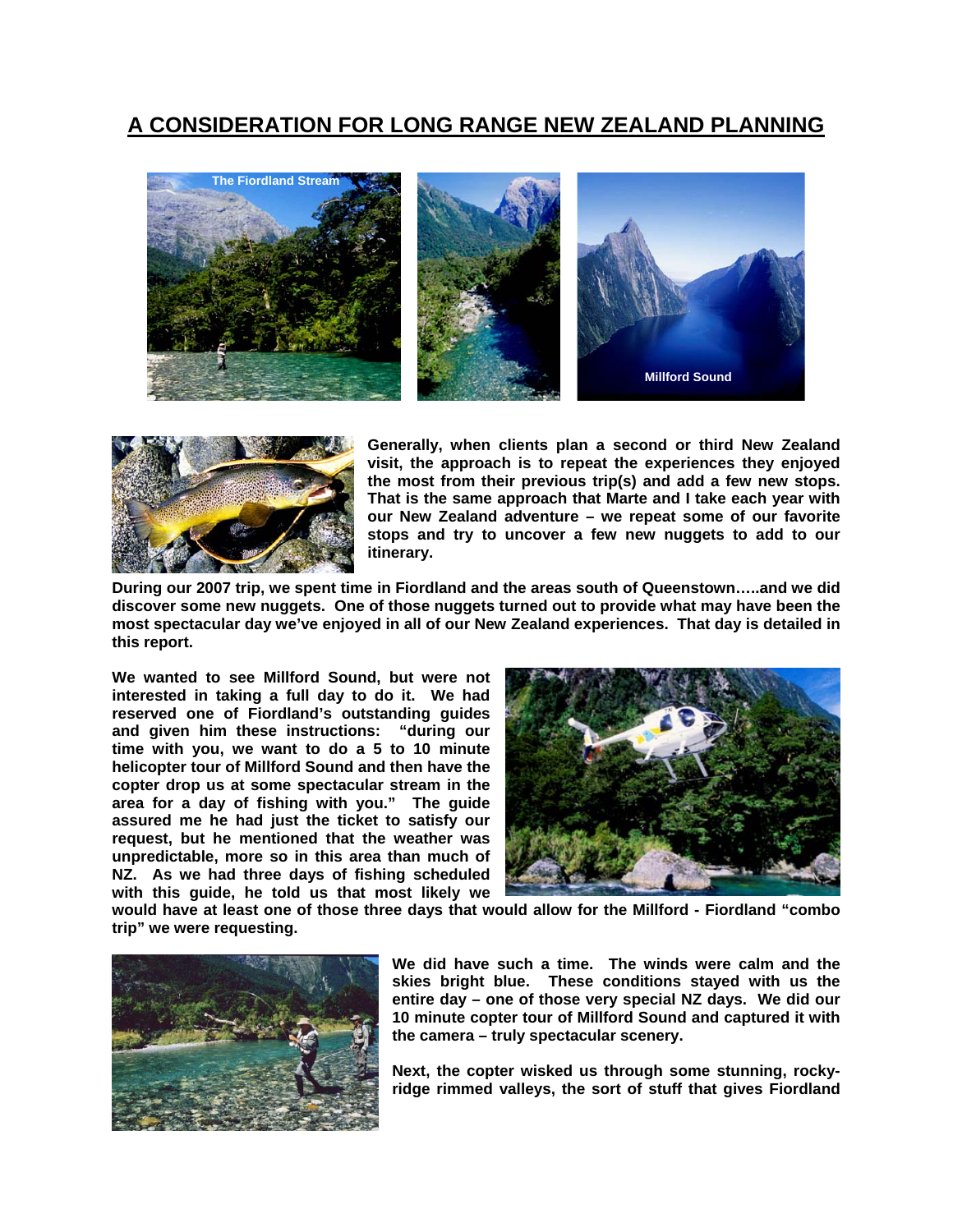# A CONSIDERATION FOR LONG RANGE NEW ZEALAND PLANNING

The Fiordland Stream

Millford Sound

**Generally, when clients plan a second or third New Zealand visit, the approach is to repeat the experiences they enjoyed the most from their previous trip(s) and add a few new stops. That is the same approach that Marte and I take each year with our New Zealand adventure – we repeat some of our favorite stops and try to uncover a few new nuggets to add to our itinerary.**

**During our 2007 trip, we spent time in Fiordland and the areas south of Queenstown…..and we did discover some new nuggets. One of those nuggets turned out to provide what may have been the most spectacular day we've enjoyed in all of our New Zealand experiences. That day is detailed in this report.**

**We wanted to see Millford Sound, but were not interested in taking a full day to do it. We had reserved one of Fiordland's outstanding guides and given him these instructions: "during our time with you, we want to do a 5 to 10 minute helicopter tour of Millford Sound and then have the copter drop us at some spectacular stream in the area for a day of fishing with you." The guide assured me he had just the ticket to satisfy our request, but he mentioned that the weather was unpredictable, more so in this area than much of NZ. As we had three days of fishing scheduled with this guide, he told us that most likely we would have at least one of those three days that would allow for the Millford - Fiordland "combo trip" we were requesting.**

**We did have such a time. The winds were calm and the skies bright blue. These conditions stayed with us the entire day – one of those very special NZ days. We did our 10 minute copter tour of Millford Sound and captured it with the camera – truly spectacular scenery.**

**Next, the copter wisked us through some stunning, rocky-ridge rimmed valleys, the sort of stuff that gives Fiordland**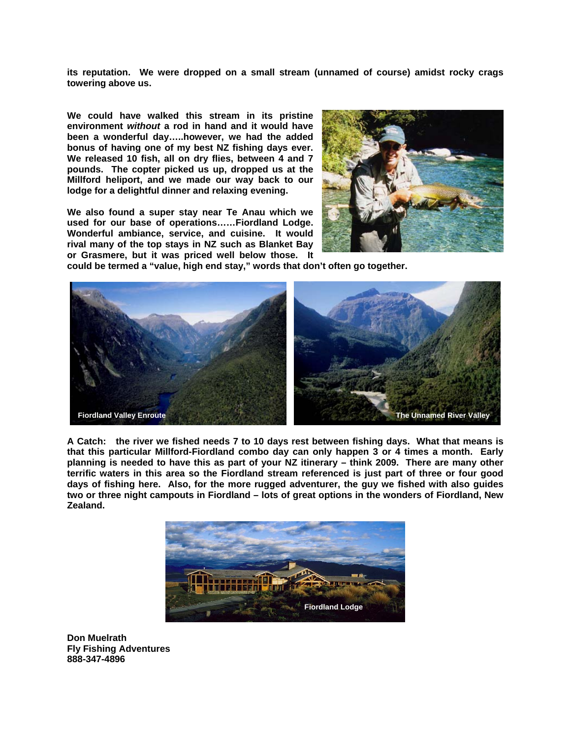**its reputation. We were dropped on a small stream (unnamed of course) amidst rocky crags towering above us.**

**We could have walked this stream in its pristine environment *without* a rod in hand and it would have been a wonderful day…..however, we had the added bonus of having one of my best NZ fishing days ever. We released 10 fish, all on dry flies, between 4 and 7 pounds. The copter picked us up, dropped us at the Millford heliport, and we made our way back to our lodge for a delightful dinner and relaxing evening.**

**We also found a super stay near Te Anau which we used for our base of operations……Fiordland Lodge. Wonderful ambiance, service, and cuisine. It would rival many of the top stays in NZ such as Blanket Bay or Grasmere, but it was priced well below those. It could be termed a "value, high end stay," words that don't often go together.**

**Fiordland Valley Enroute**

**The Unnamed River Valley**

**A Catch: the river we fished needs 7 to 10 days rest between fishing days. What that means is that this particular Millford-Fiordland combo day can only happen 3 or 4 times a month. Early planning is needed to have this as part of your NZ itinerary – think 2009. There are many other terrific waters in this area so the Fiordland stream referenced is just part of three or four good days of fishing here. Also, for the more rugged adventurer, the guy we fished with also guides two or three night campouts in Fiordland – lots of great options in the wonders of Fiordland, New Zealand.**

**Fiordland Lodge**

**Don Muelrath**
**Fly Fishing Adventures**
**888-347-4896**